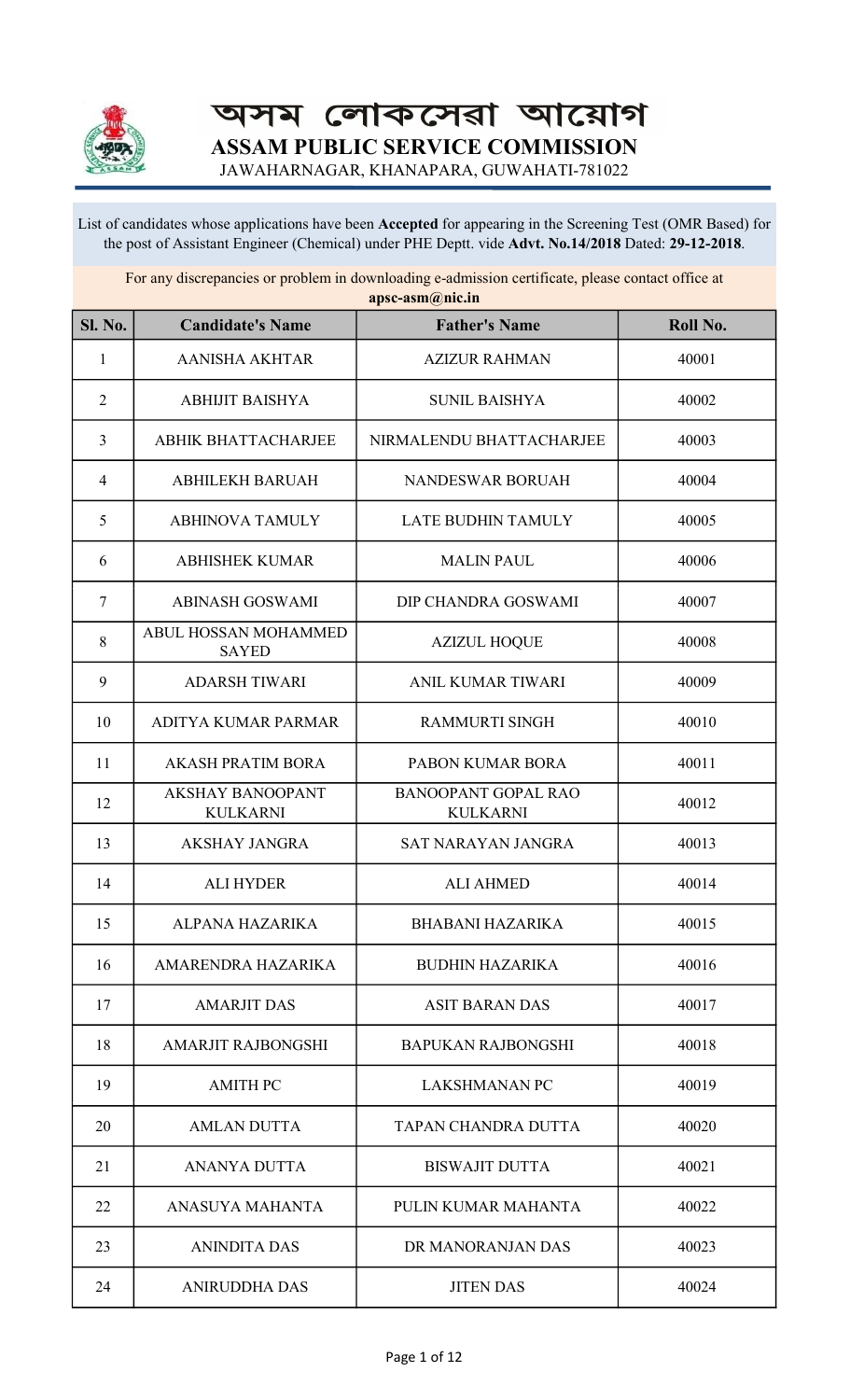# অসম লোকসেৱা আয়োগ

# ASSAM PUBLIC SERVICE COMMISSION

JAWAHARNAGAR, KHANAPARA, GUWAHATI-781022

List of candidates whose applications have been **Accepted** for appearing in the Screening Test (OMR Based) for the post of Assistant Engineer (Chemical) under PHE Deptt. vide **Advt. No.14/2018** Dated: **29-12-2018**.

For any discrepancies or problem in downloading e-admission certificate, please contact office at **apsc-asm@nic.in**

| Sl. No. | Candidate's Name | Father's Name | Roll No. |
|---|---|---|---|
| 1 | AANISHA AKHTAR | AZIZUR RAHMAN | 40001 |
| 2 | ABHIJIT BAISHYA | SUNIL BAISHYA | 40002 |
| 3 | ABHIK BHATTACHARJEE | NIRMALENDU BHATTACHARJEE | 40003 |
| 4 | ABHILEKH BARUAH | NANDESWAR BORUAH | 40004 |
| 5 | ABHINOVA TAMULY | LATE BUDHIN TAMULY | 40005 |
| 6 | ABHISHEK KUMAR | MALIN PAUL | 40006 |
| 7 | ABINASH GOSWAMI | DIP CHANDRA GOSWAMI | 40007 |
| 8 | ABUL HOSSAN MOHAMMED SAYED | AZIZUL HOQUE | 40008 |
| 9 | ADARSH TIWARI | ANIL KUMAR TIWARI | 40009 |
| 10 | ADITYA KUMAR PARMAR | RAMMURTI SINGH | 40010 |
| 11 | AKASH PRATIM BORA | PABON KUMAR BORA | 40011 |
| 12 | AKSHAY BANOOPANT KULKARNI | BANOOPANT GOPAL RAO KULKARNI | 40012 |
| 13 | AKSHAY JANGRA | SAT NARAYAN JANGRA | 40013 |
| 14 | ALI HYDER | ALI AHMED | 40014 |
| 15 | ALPANA HAZARIKA | BHABANI HAZARIKA | 40015 |
| 16 | AMARENDRA HAZARIKA | BUDHIN HAZARIKA | 40016 |
| 17 | AMARJIT DAS | ASIT BARAN DAS | 40017 |
| 18 | AMARJIT RAJBONGSHI | BAPUKAN RAJBONGSHI | 40018 |
| 19 | AMITH PC | LAKSHMANAN PC | 40019 |
| 20 | AMLAN DUTTA | TAPAN CHANDRA DUTTA | 40020 |
| 21 | ANANYA DUTTA | BISWAJIT DUTTA | 40021 |
| 22 | ANASUYA MAHANTA | PULIN KUMAR MAHANTA | 40022 |
| 23 | ANINDITA DAS | DR MANORANJAN DAS | 40023 |
| 24 | ANIRUDDHA DAS | JITEN DAS | 40024 |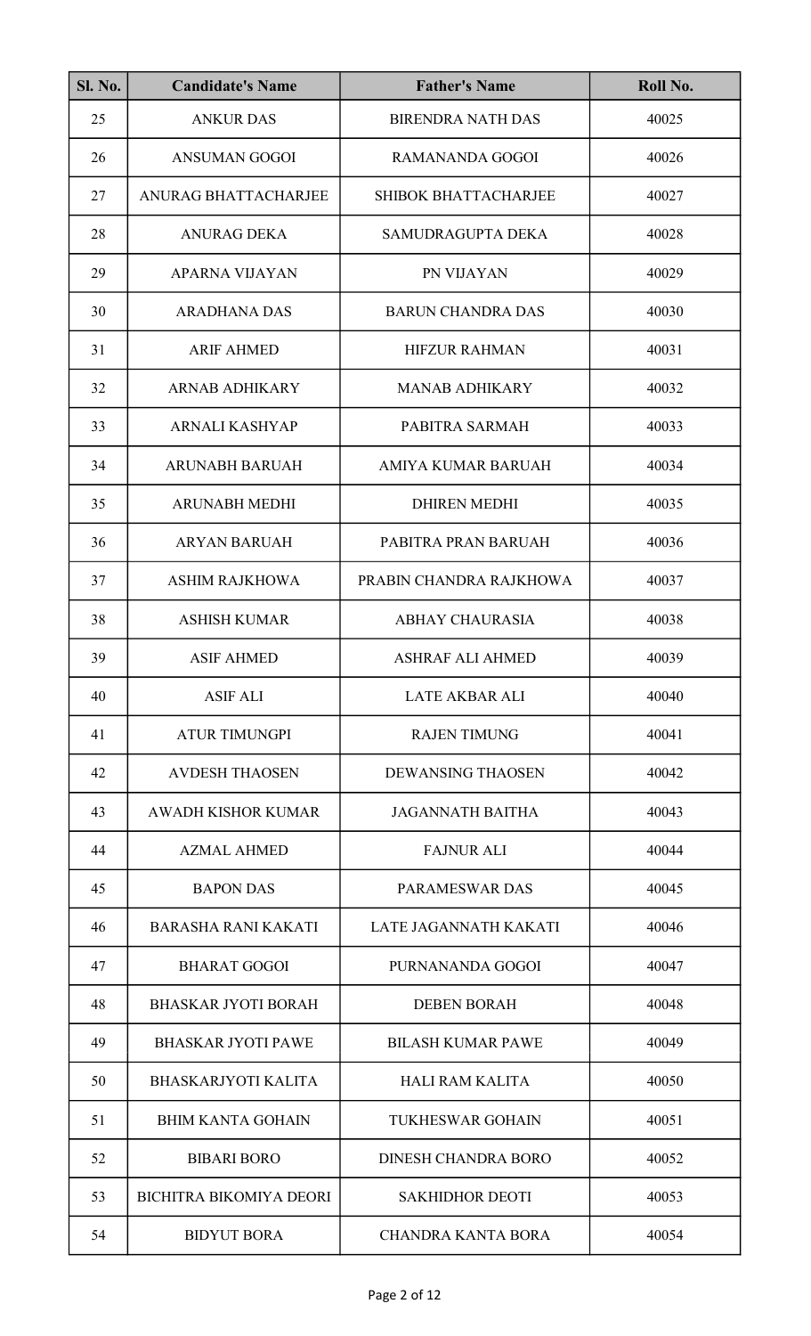| Sl. No. | Candidate's Name | Father's Name | Roll No. |
| --- | --- | --- | --- |
| 25 | ANKUR DAS | BIRENDRA NATH DAS | 40025 |
| 26 | ANSUMAN GOGOI | RAMANANDA GOGOI | 40026 |
| 27 | ANURAG BHATTACHARJEE | SHIBOK BHATTACHARJEE | 40027 |
| 28 | ANURAG DEKA | SAMUDRAGUPTA DEKA | 40028 |
| 29 | APARNA VIJAYAN | PN VIJAYAN | 40029 |
| 30 | ARADHANA DAS | BARUN CHANDRA DAS | 40030 |
| 31 | ARIF AHMED | HIFZUR RAHMAN | 40031 |
| 32 | ARNAB ADHIKARY | MANAB ADHIKARY | 40032 |
| 33 | ARNALI KASHYAP | PABITRA SARMAH | 40033 |
| 34 | ARUNABH BARUAH | AMIYA KUMAR BARUAH | 40034 |
| 35 | ARUNABH MEDHI | DHIREN MEDHI | 40035 |
| 36 | ARYAN BARUAH | PABITRA PRAN BARUAH | 40036 |
| 37 | ASHIM RAJKHOWA | PRABIN CHANDRA RAJKHOWA | 40037 |
| 38 | ASHISH KUMAR | ABHAY CHAURASIA | 40038 |
| 39 | ASIF AHMED | ASHRAF ALI AHMED | 40039 |
| 40 | ASIF ALI | LATE AKBAR ALI | 40040 |
| 41 | ATUR TIMUNGPI | RAJEN TIMUNG | 40041 |
| 42 | AVDESH THAOSEN | DEWANSING THAOSEN | 40042 |
| 43 | AWADH KISHOR KUMAR | JAGANNATH BAITHA | 40043 |
| 44 | AZMAL AHMED | FAJNUR ALI | 40044 |
| 45 | BAPON DAS | PARAMESWAR DAS | 40045 |
| 46 | BARASHA RANI KAKATI | LATE JAGANNATH KAKATI | 40046 |
| 47 | BHARAT GOGOI | PURNANANDA GOGOI | 40047 |
| 48 | BHASKAR JYOTI BORAH | DEBEN BORAH | 40048 |
| 49 | BHASKAR JYOTI PAWE | BILASH KUMAR PAWE | 40049 |
| 50 | BHASKARJYOTI KALITA | HALI RAM KALITA | 40050 |
| 51 | BHIM KANTA GOHAIN | TUKHESWAR GOHAIN | 40051 |
| 52 | BIBARI BORO | DINESH CHANDRA BORO | 40052 |
| 53 | BICHITRA BIKOMIYA DEORI | SAKHIDHOR DEOTI | 40053 |
| 54 | BIDYUT BORA | CHANDRA KANTA BORA | 40054 |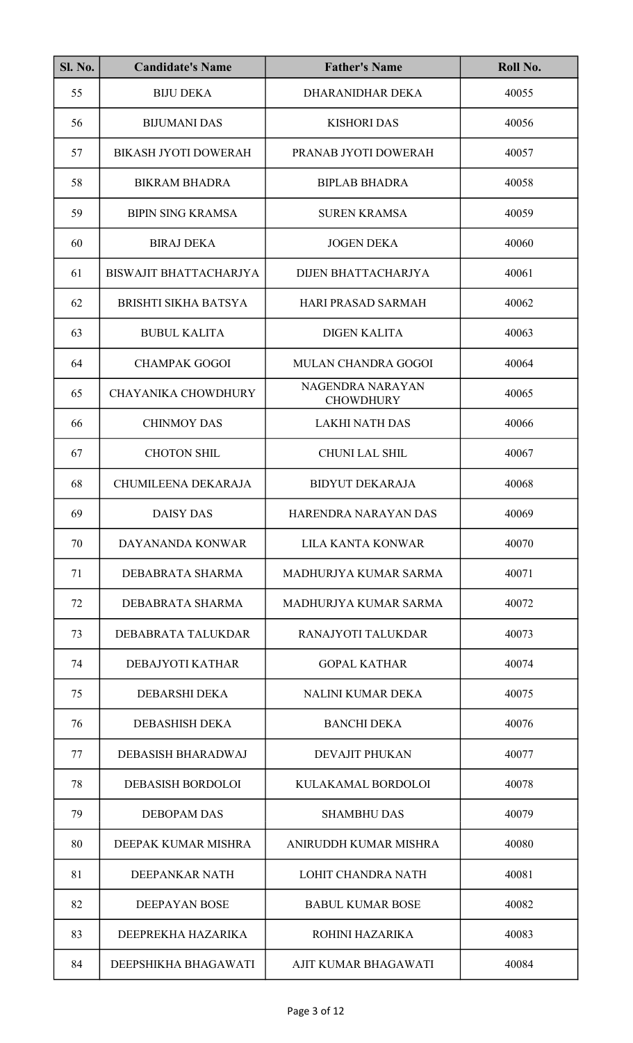| Sl. No. | Candidate's Name | Father's Name | Roll No. |
|---|---|---|---|
| 55 | BIJU DEKA | DHARANIDHAR DEKA | 40055 |
| 56 | BIJUMANI DAS | KISHORI DAS | 40056 |
| 57 | BIKASH JYOTI DOWERAH | PRANAB JYOTI DOWERAH | 40057 |
| 58 | BIKRAM BHADRA | BIPLAB BHADRA | 40058 |
| 59 | BIPIN SING KRAMSA | SUREN KRAMSA | 40059 |
| 60 | BIRAJ DEKA | JOGEN DEKA | 40060 |
| 61 | BISWAJIT BHATTACHARJYA | DIJEN BHATTACHARJYA | 40061 |
| 62 | BRISHTI SIKHA BATSYA | HARI PRASAD SARMAH | 40062 |
| 63 | BUBUL KALITA | DIGEN KALITA | 40063 |
| 64 | CHAMPAK GOGOI | MULAN CHANDRA GOGOI | 40064 |
| 65 | CHAYANIKA CHOWDHURY | NAGENDRA NARAYAN CHOWDHURY | 40065 |
| 66 | CHINMOY DAS | LAKHI NATH DAS | 40066 |
| 67 | CHOTON SHIL | CHUNI LAL SHIL | 40067 |
| 68 | CHUMILEENA DEKARAJA | BIDYUT DEKARAJA | 40068 |
| 69 | DAISY DAS | HARENDRA NARAYAN DAS | 40069 |
| 70 | DAYANANDA KONWAR | LILA KANTA KONWAR | 40070 |
| 71 | DEBABRATA SHARMA | MADHURJYA KUMAR SARMA | 40071 |
| 72 | DEBABRATA SHARMA | MADHURJYA KUMAR SARMA | 40072 |
| 73 | DEBABRATA TALUKDAR | RANAJYOTI TALUKDAR | 40073 |
| 74 | DEBAJYOTI KATHAR | GOPAL KATHAR | 40074 |
| 75 | DEBARSHI DEKA | NALINI KUMAR DEKA | 40075 |
| 76 | DEBASHISH DEKA | BANCHI DEKA | 40076 |
| 77 | DEBASISH BHARADWAJ | DEVAJIT PHUKAN | 40077 |
| 78 | DEBASISH BORDOLOI | KULAKAMAL BORDOLOI | 40078 |
| 79 | DEBOPAM DAS | SHAMBHU DAS | 40079 |
| 80 | DEEPAK KUMAR MISHRA | ANIRUDDH KUMAR MISHRA | 40080 |
| 81 | DEEPANKAR NATH | LOHIT CHANDRA NATH | 40081 |
| 82 | DEEPAYAN BOSE | BABUL KUMAR BOSE | 40082 |
| 83 | DEEPREKHA HAZARIKA | ROHINI HAZARIKA | 40083 |
| 84 | DEEPSHIKHA BHAGAWATI | AJIT KUMAR BHAGAWATI | 40084 |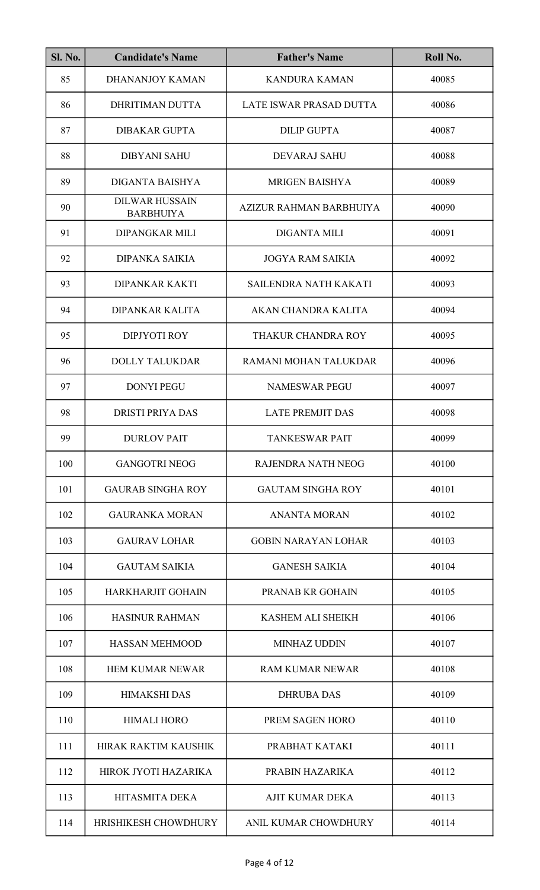| Sl. No. | Candidate's Name | Father's Name | Roll No. |
|---|---|---|---|
| 85 | DHANANJOY KAMAN | KANDURA KAMAN | 40085 |
| 86 | DHRITIMAN DUTTA | LATE ISWAR PRASAD DUTTA | 40086 |
| 87 | DIBAKAR GUPTA | DILIP GUPTA | 40087 |
| 88 | DIBYANI SAHU | DEVARAJ SAHU | 40088 |
| 89 | DIGANTA BAISHYA | MRIGEN BAISHYA | 40089 |
| 90 | DILWAR HUSSAIN BARBHUIYA | AZIZUR RAHMAN BARBHUIYA | 40090 |
| 91 | DIPANGKAR MILI | DIGANTA MILI | 40091 |
| 92 | DIPANKA SAIKIA | JOGYA RAM SAIKIA | 40092 |
| 93 | DIPANKAR KAKTI | SAILENDRA NATH KAKATI | 40093 |
| 94 | DIPANKAR KALITA | AKAN CHANDRA KALITA | 40094 |
| 95 | DIPJYOTI ROY | THAKUR CHANDRA ROY | 40095 |
| 96 | DOLLY TALUKDAR | RAMANI MOHAN TALUKDAR | 40096 |
| 97 | DONYI PEGU | NAMESWAR PEGU | 40097 |
| 98 | DRISTI PRIYA DAS | LATE PREMJIT DAS | 40098 |
| 99 | DURLOV PAIT | TANKESWAR PAIT | 40099 |
| 100 | GANGOTRI NEOG | RAJENDRA NATH NEOG | 40100 |
| 101 | GAURAB SINGHA ROY | GAUTAM SINGHA ROY | 40101 |
| 102 | GAURANKA MORAN | ANANTA MORAN | 40102 |
| 103 | GAURAV LOHAR | GOBIN NARAYAN LOHAR | 40103 |
| 104 | GAUTAM SAIKIA | GANESH SAIKIA | 40104 |
| 105 | HARKHARJIT GOHAIN | PRANAB KR GOHAIN | 40105 |
| 106 | HASINUR RAHMAN | KASHEM ALI SHEIKH | 40106 |
| 107 | HASSAN MEHMOOD | MINHAZ UDDIN | 40107 |
| 108 | HEM KUMAR NEWAR | RAM KUMAR NEWAR | 40108 |
| 109 | HIMAKSHI DAS | DHRUBA DAS | 40109 |
| 110 | HIMALI HORO | PREM SAGEN HORO | 40110 |
| 111 | HIRAK RAKTIM KAUSHIK | PRABHAT KATAKI | 40111 |
| 112 | HIROK JYOTI HAZARIKA | PRABIN HAZARIKA | 40112 |
| 113 | HITASMITA DEKA | AJIT KUMAR DEKA | 40113 |
| 114 | HRISHIKESH CHOWDHURY | ANIL KUMAR CHOWDHURY | 40114 |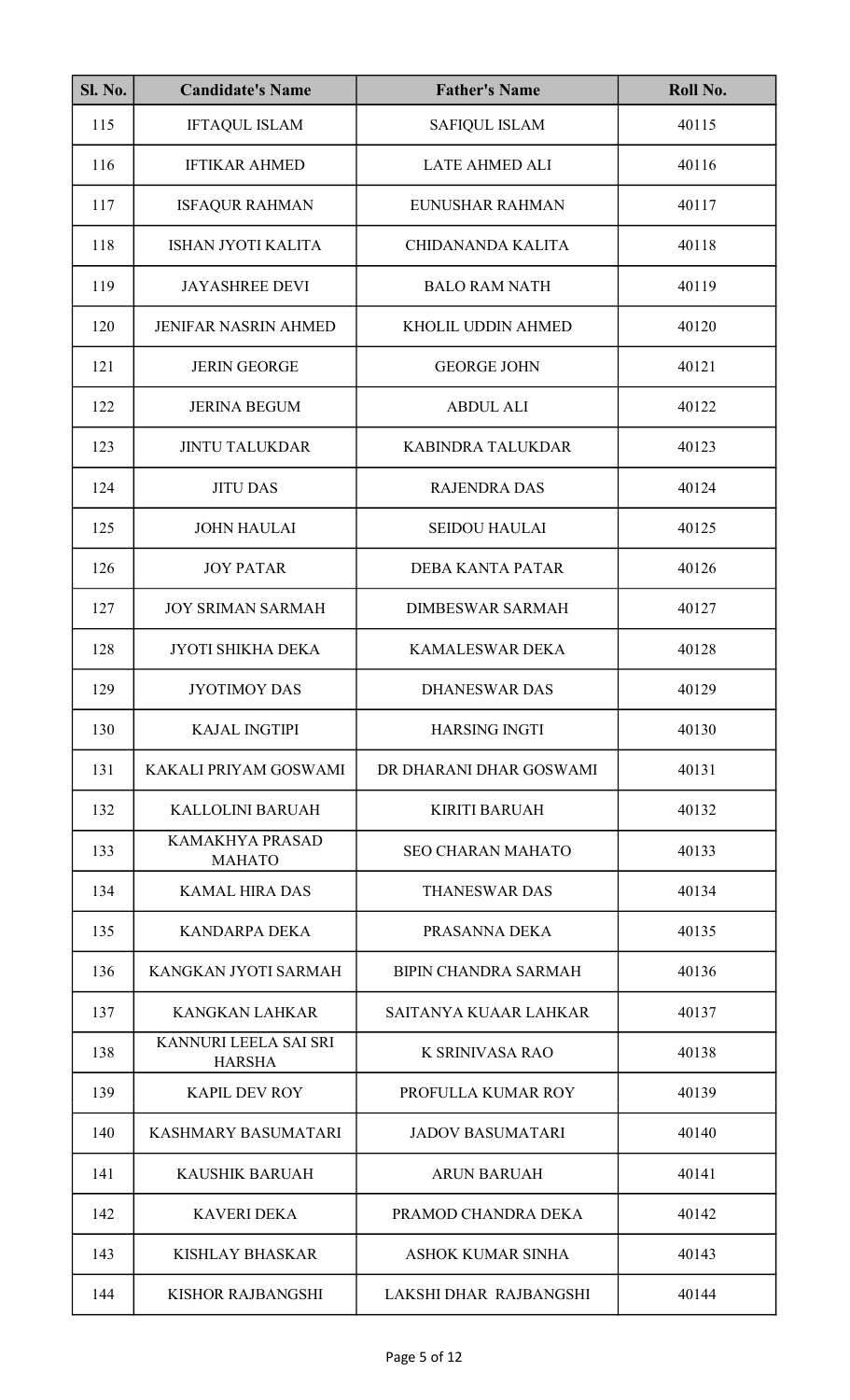| Sl. No. | Candidate's Name | Father's Name | Roll No. |
|---|---|---|---|
| 115 | IFTAQUL ISLAM | SAFIQUL ISLAM | 40115 |
| 116 | IFTIKAR AHMED | LATE AHMED ALI | 40116 |
| 117 | ISFAQUR RAHMAN | EUNUSHAR RAHMAN | 40117 |
| 118 | ISHAN JYOTI KALITA | CHIDANANDA KALITA | 40118 |
| 119 | JAYASHREE DEVI | BALO RAM NATH | 40119 |
| 120 | JENIFAR NASRIN AHMED | KHOLIL UDDIN AHMED | 40120 |
| 121 | JERIN GEORGE | GEORGE JOHN | 40121 |
| 122 | JERINA BEGUM | ABDUL ALI | 40122 |
| 123 | JINTU TALUKDAR | KABINDRA TALUKDAR | 40123 |
| 124 | JITU DAS | RAJENDRA DAS | 40124 |
| 125 | JOHN HAULAI | SEIDOU HAULAI | 40125 |
| 126 | JOY PATAR | DEBA KANTA PATAR | 40126 |
| 127 | JOY SRIMAN SARMAH | DIMBESWAR SARMAH | 40127 |
| 128 | JYOTI SHIKHA DEKA | KAMALESWAR DEKA | 40128 |
| 129 | JYOTIMOY DAS | DHANESWAR DAS | 40129 |
| 130 | KAJAL INGTIPI | HARSING INGTI | 40130 |
| 131 | KAKALI PRIYAM GOSWAMI | DR DHARANI DHAR GOSWAMI | 40131 |
| 132 | KALLOLINI BARUAH | KIRITI BARUAH | 40132 |
| 133 | KAMAKHYA PRASAD MAHATO | SEO CHARAN MAHATO | 40133 |
| 134 | KAMAL HIRA DAS | THANESWAR DAS | 40134 |
| 135 | KANDARPA DEKA | PRASANNA DEKA | 40135 |
| 136 | KANGKAN JYOTI SARMAH | BIPIN CHANDRA SARMAH | 40136 |
| 137 | KANGKAN LAHKAR | SAITANYA KUAAR LAHKAR | 40137 |
| 138 | KANNURI LEELA SAI SRI HARSHA | K SRINIVASA RAO | 40138 |
| 139 | KAPIL DEV ROY | PROFULLA KUMAR ROY | 40139 |
| 140 | KASHMARY BASUMATARI | JADOV BASUMATARI | 40140 |
| 141 | KAUSHIK BARUAH | ARUN BARUAH | 40141 |
| 142 | KAVERI DEKA | PRAMOD CHANDRA DEKA | 40142 |
| 143 | KISHLAY BHASKAR | ASHOK KUMAR SINHA | 40143 |
| 144 | KISHOR RAJBANGSHI | LAKSHI DHAR RAJBANGSHI | 40144 |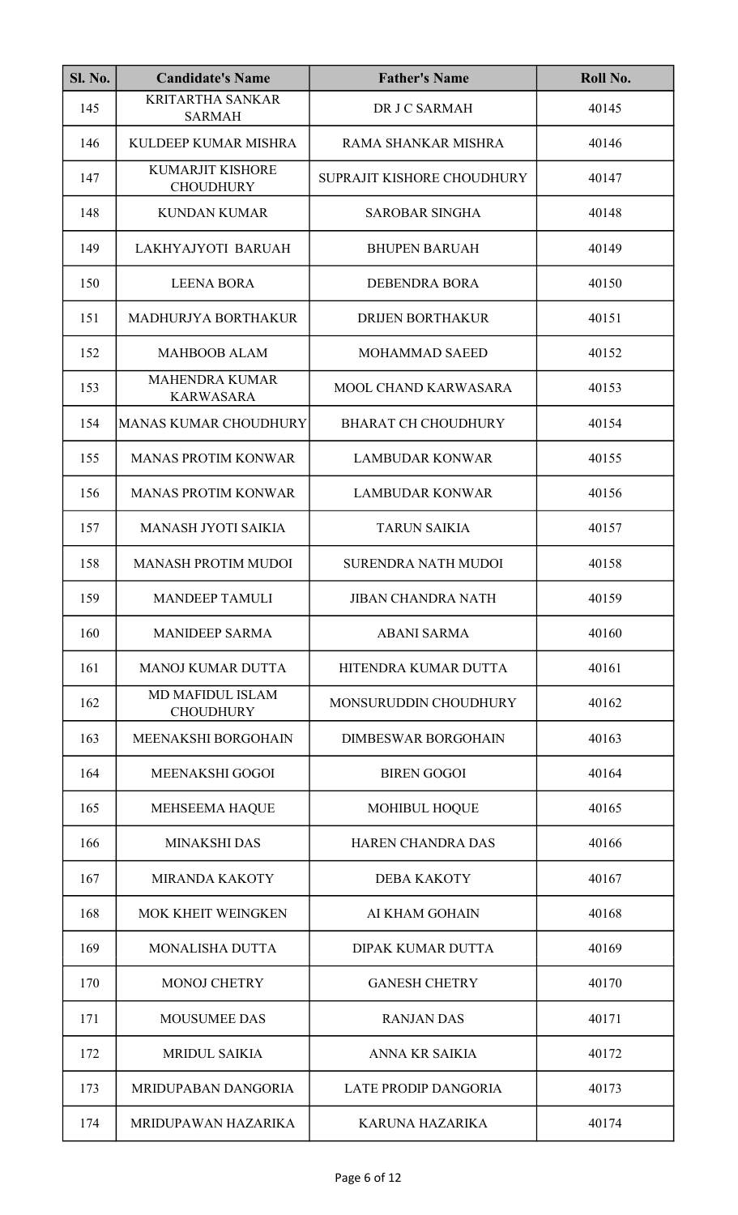| Sl. No. | Candidate's Name | Father's Name | Roll No. |
|---|---|---|---|
| 145 | KRITARTHA SANKAR SARMAH | DR J C SARMAH | 40145 |
| 146 | KULDEEP KUMAR MISHRA | RAMA SHANKAR MISHRA | 40146 |
| 147 | KUMARJIT KISHORE CHOUDHURY | SUPRAJIT KISHORE CHOUDHURY | 40147 |
| 148 | KUNDAN KUMAR | SAROBAR SINGHA | 40148 |
| 149 | LAKHYAJYOTI BARUAH | BHUPEN BARUAH | 40149 |
| 150 | LEENA BORA | DEBENDRA BORA | 40150 |
| 151 | MADHURJYA BORTHAKUR | DRIJEN BORTHAKUR | 40151 |
| 152 | MAHBOOB ALAM | MOHAMMAD SAEED | 40152 |
| 153 | MAHENDRA KUMAR KARWASARA | MOOL CHAND KARWASARA | 40153 |
| 154 | MANAS KUMAR CHOUDHURY | BHARAT CH CHOUDHURY | 40154 |
| 155 | MANAS PROTIM KONWAR | LAMBUDAR KONWAR | 40155 |
| 156 | MANAS PROTIM KONWAR | LAMBUDAR KONWAR | 40156 |
| 157 | MANASH JYOTI SAIKIA | TARUN SAIKIA | 40157 |
| 158 | MANASH PROTIM MUDOI | SURENDRA NATH MUDOI | 40158 |
| 159 | MANDEEP TAMULI | JIBAN CHANDRA NATH | 40159 |
| 160 | MANIDEEP SARMA | ABANI SARMA | 40160 |
| 161 | MANOJ KUMAR DUTTA | HITENDRA KUMAR DUTTA | 40161 |
| 162 | MD MAFIDUL ISLAM CHOUDHURY | MONSURUDDIN CHOUDHURY | 40162 |
| 163 | MEENAKSHI BORGOHAIN | DIMBESWAR BORGOHAIN | 40163 |
| 164 | MEENAKSHI GOGOI | BIREN GOGOI | 40164 |
| 165 | MEHSEEMA HAQUE | MOHIBUL HOQUE | 40165 |
| 166 | MINAKSHI DAS | HAREN CHANDRA DAS | 40166 |
| 167 | MIRANDA KAKOTY | DEBA KAKOTY | 40167 |
| 168 | MOK KHEIT WEINGKEN | AI KHAM GOHAIN | 40168 |
| 169 | MONALISHA DUTTA | DIPAK KUMAR DUTTA | 40169 |
| 170 | MONOJ CHETRY | GANESH CHETRY | 40170 |
| 171 | MOUSUMEE DAS | RANJAN DAS | 40171 |
| 172 | MRIDUL SAIKIA | ANNA KR SAIKIA | 40172 |
| 173 | MRIDUPABAN DANGORIA | LATE PRODIP DANGORIA | 40173 |
| 174 | MRIDUPAWAN HAZARIKA | KARUNA HAZARIKA | 40174 |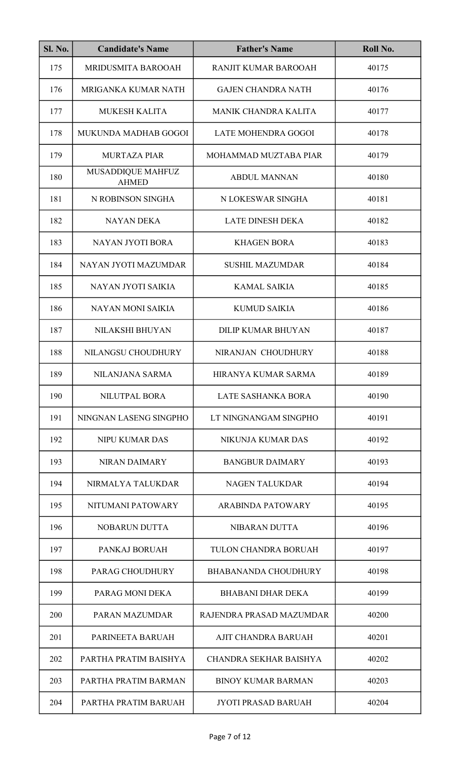| Sl. No. | Candidate's Name | Father's Name | Roll No. |
|---|---|---|---|
| 175 | MRIDUSMITA BAROOAH | RANJIT KUMAR BAROOAH | 40175 |
| 176 | MRIGANKA KUMAR NATH | GAJEN CHANDRA NATH | 40176 |
| 177 | MUKESH KALITA | MANIK CHANDRA KALITA | 40177 |
| 178 | MUKUNDA MADHAB GOGOI | LATE MOHENDRA GOGOI | 40178 |
| 179 | MURTAZA PIAR | MOHAMMAD MUZTABA PIAR | 40179 |
| 180 | MUSADDIQUE MAHFUZ AHMED | ABDUL MANNAN | 40180 |
| 181 | N ROBINSON SINGHA | N LOKESWAR SINGHA | 40181 |
| 182 | NAYAN DEKA | LATE DINESH DEKA | 40182 |
| 183 | NAYAN JYOTI BORA | KHAGEN BORA | 40183 |
| 184 | NAYAN JYOTI MAZUMDAR | SUSHIL MAZUMDAR | 40184 |
| 185 | NAYAN JYOTI SAIKIA | KAMAL SAIKIA | 40185 |
| 186 | NAYAN MONI SAIKIA | KUMUD SAIKIA | 40186 |
| 187 | NILAKSHI BHUYAN | DILIP KUMAR BHUYAN | 40187 |
| 188 | NILANGSU CHOUDHURY | NIRANJAN CHOUDHURY | 40188 |
| 189 | NILANJANA SARMA | HIRANYA KUMAR SARMA | 40189 |
| 190 | NILUTPAL BORA | LATE SASHANKA BORA | 40190 |
| 191 | NINGNAN LASENG SINGPHO | LT NINGNANGAM SINGPHO | 40191 |
| 192 | NIPU KUMAR DAS | NIKUNJA KUMAR DAS | 40192 |
| 193 | NIRAN DAIMARY | BANGBUR DAIMARY | 40193 |
| 194 | NIRMALYA TALUKDAR | NAGEN TALUKDAR | 40194 |
| 195 | NITUMANI PATOWARY | ARABINDA PATOWARY | 40195 |
| 196 | NOBARUN DUTTA | NIBARAN DUTTA | 40196 |
| 197 | PANKAJ BORUAH | TULON CHANDRA BORUAH | 40197 |
| 198 | PARAG CHOUDHURY | BHABANANDA CHOUDHURY | 40198 |
| 199 | PARAG MONI DEKA | BHABANI DHAR DEKA | 40199 |
| 200 | PARAN MAZUMDAR | RAJENDRA PRASAD MAZUMDAR | 40200 |
| 201 | PARINEETA BARUAH | AJIT CHANDRA BARUAH | 40201 |
| 202 | PARTHA PRATIM BAISHYA | CHANDRA SEKHAR BAISHYA | 40202 |
| 203 | PARTHA PRATIM BARMAN | BINOY KUMAR BARMAN | 40203 |
| 204 | PARTHA PRATIM BARUAH | JYOTI PRASAD BARUAH | 40204 |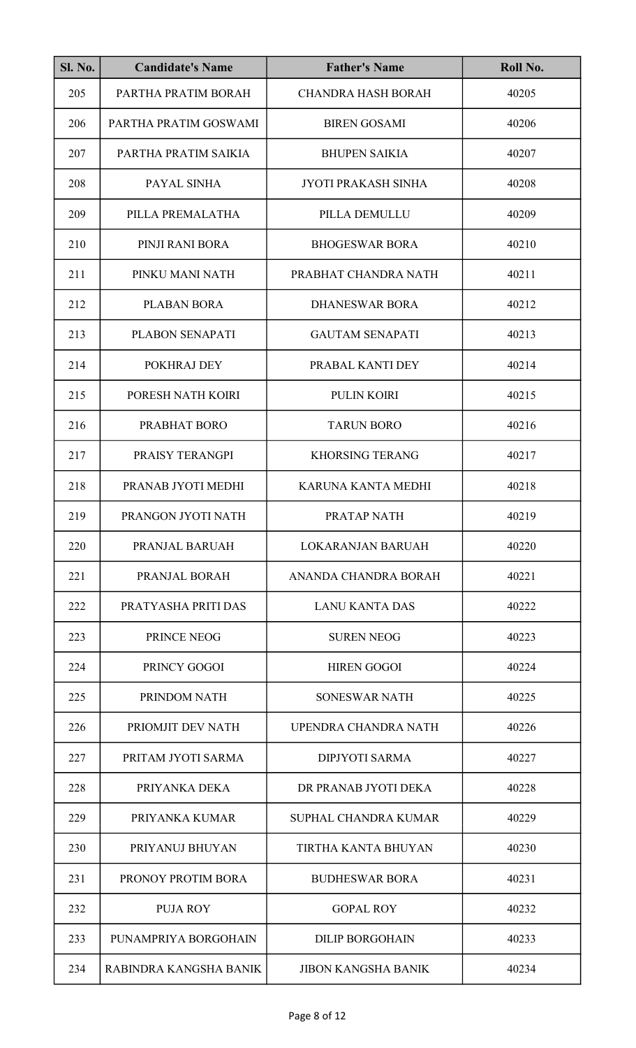| Sl. No. | Candidate's Name | Father's Name | Roll No. |
|---|---|---|---|
| 205 | PARTHA PRATIM BORAH | CHANDRA HASH BORAH | 40205 |
| 206 | PARTHA PRATIM GOSWAMI | BIREN GOSAMI | 40206 |
| 207 | PARTHA PRATIM SAIKIA | BHUPEN SAIKIA | 40207 |
| 208 | PAYAL SINHA | JYOTI PRAKASH SINHA | 40208 |
| 209 | PILLA PREMALATHA | PILLA DEMULLU | 40209 |
| 210 | PINJI RANI BORA | BHOGESWAR BORA | 40210 |
| 211 | PINKU MANI NATH | PRABHAT CHANDRA NATH | 40211 |
| 212 | PLABAN BORA | DHANESWAR BORA | 40212 |
| 213 | PLABON SENAPATI | GAUTAM SENAPATI | 40213 |
| 214 | POKHRAJ DEY | PRABAL KANTI DEY | 40214 |
| 215 | PORESH NATH KOIRI | PULIN KOIRI | 40215 |
| 216 | PRABHAT BORO | TARUN BORO | 40216 |
| 217 | PRAISY TERANGPI | KHORSING TERANG | 40217 |
| 218 | PRANAB JYOTI MEDHI | KARUNA KANTA MEDHI | 40218 |
| 219 | PRANGON JYOTI NATH | PRATAP NATH | 40219 |
| 220 | PRANJAL BARUAH | LOKARANJAN BARUAH | 40220 |
| 221 | PRANJAL BORAH | ANANDA CHANDRA BORAH | 40221 |
| 222 | PRATYASHA PRITI DAS | LANU KANTA DAS | 40222 |
| 223 | PRINCE NEOG | SUREN NEOG | 40223 |
| 224 | PRINCY GOGOI | HIREN GOGOI | 40224 |
| 225 | PRINDOM NATH | SONESWAR NATH | 40225 |
| 226 | PRIOMJIT DEV NATH | UPENDRA CHANDRA NATH | 40226 |
| 227 | PRITAM JYOTI SARMA | DIPJYOTI SARMA | 40227 |
| 228 | PRIYANKA DEKA | DR PRANAB JYOTI DEKA | 40228 |
| 229 | PRIYANKA KUMAR | SUPHAL CHANDRA KUMAR | 40229 |
| 230 | PRIYANUJ BHUYAN | TIRTHA KANTA BHUYAN | 40230 |
| 231 | PRONOY PROTIM BORA | BUDHESWAR BORA | 40231 |
| 232 | PUJA ROY | GOPAL ROY | 40232 |
| 233 | PUNAMPRIYA BORGOHAIN | DILIP BORGOHAIN | 40233 |
| 234 | RABINDRA KANGSHA BANIK | JIBON KANGSHA BANIK | 40234 |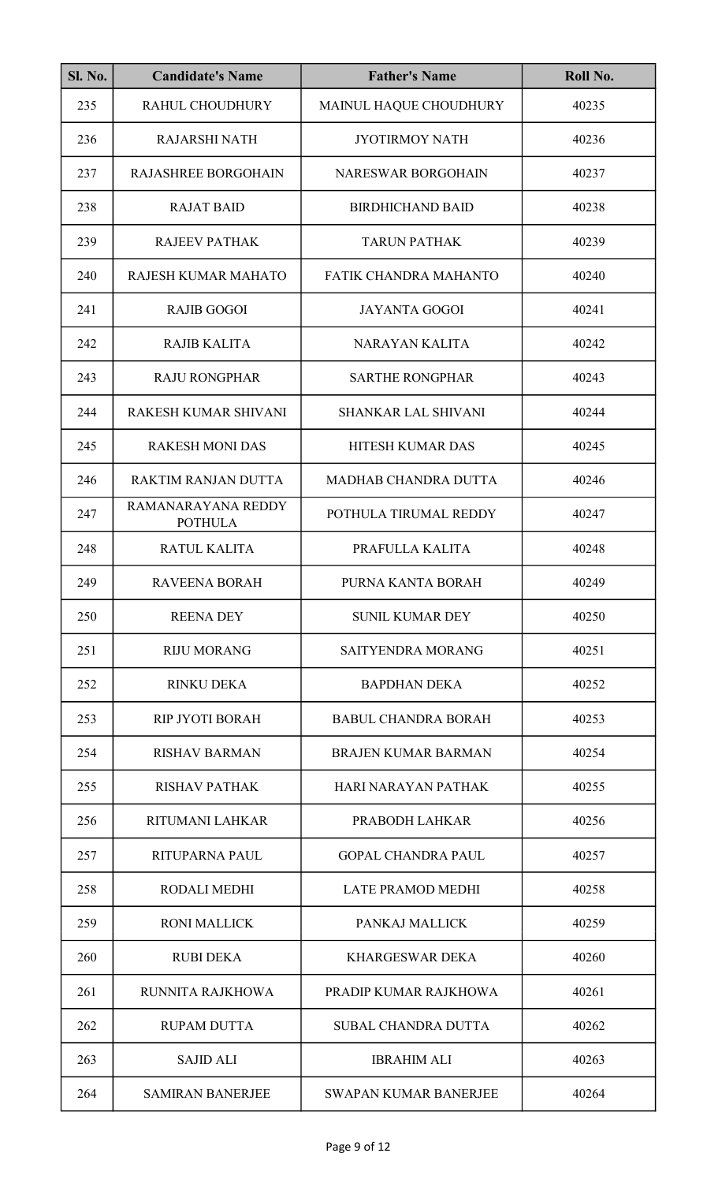| Sl. No. | Candidate's Name | Father's Name | Roll No. |
|---|---|---|---|
| 235 | RAHUL CHOUDHURY | MAINUL HAQUE CHOUDHURY | 40235 |
| 236 | RAJARSHI NATH | JYOTIRMOY NATH | 40236 |
| 237 | RAJASHREE BORGOHAIN | NARESWAR BORGOHAIN | 40237 |
| 238 | RAJAT BAID | BIRDHICHAND BAID | 40238 |
| 239 | RAJEEV PATHAK | TARUN PATHAK | 40239 |
| 240 | RAJESH KUMAR MAHATO | FATIK CHANDRA MAHANTO | 40240 |
| 241 | RAJIB GOGOI | JAYANTA GOGOI | 40241 |
| 242 | RAJIB KALITA | NARAYAN KALITA | 40242 |
| 243 | RAJU RONGPHAR | SARTHE RONGPHAR | 40243 |
| 244 | RAKESH KUMAR SHIVANI | SHANKAR LAL SHIVANI | 40244 |
| 245 | RAKESH MONI DAS | HITESH KUMAR DAS | 40245 |
| 246 | RAKTIM RANJAN DUTTA | MADHAB CHANDRA DUTTA | 40246 |
| 247 | RAMANARAYANA REDDY POTHULA | POTHULA TIRUMAL REDDY | 40247 |
| 248 | RATUL KALITA | PRAFULLA KALITA | 40248 |
| 249 | RAVEENA BORAH | PURNA KANTA BORAH | 40249 |
| 250 | REENA DEY | SUNIL KUMAR DEY | 40250 |
| 251 | RIJU MORANG | SAITYENDRA MORANG | 40251 |
| 252 | RINKU DEKA | BAPDHAN DEKA | 40252 |
| 253 | RIP JYOTI BORAH | BABUL CHANDRA BORAH | 40253 |
| 254 | RISHAV BARMAN | BRAJEN KUMAR BARMAN | 40254 |
| 255 | RISHAV PATHAK | HARI NARAYAN PATHAK | 40255 |
| 256 | RITUMANI LAHKAR | PRABODH LAHKAR | 40256 |
| 257 | RITUPARNA PAUL | GOPAL CHANDRA PAUL | 40257 |
| 258 | RODALI MEDHI | LATE PRAMOD MEDHI | 40258 |
| 259 | RONI MALLICK | PANKAJ MALLICK | 40259 |
| 260 | RUBI DEKA | KHARGESWAR DEKA | 40260 |
| 261 | RUNNITA RAJKHOWA | PRADIP KUMAR RAJKHOWA | 40261 |
| 262 | RUPAM DUTTA | SUBAL CHANDRA DUTTA | 40262 |
| 263 | SAJID ALI | IBRAHIM ALI | 40263 |
| 264 | SAMIRAN BANERJEE | SWAPAN KUMAR BANERJEE | 40264 |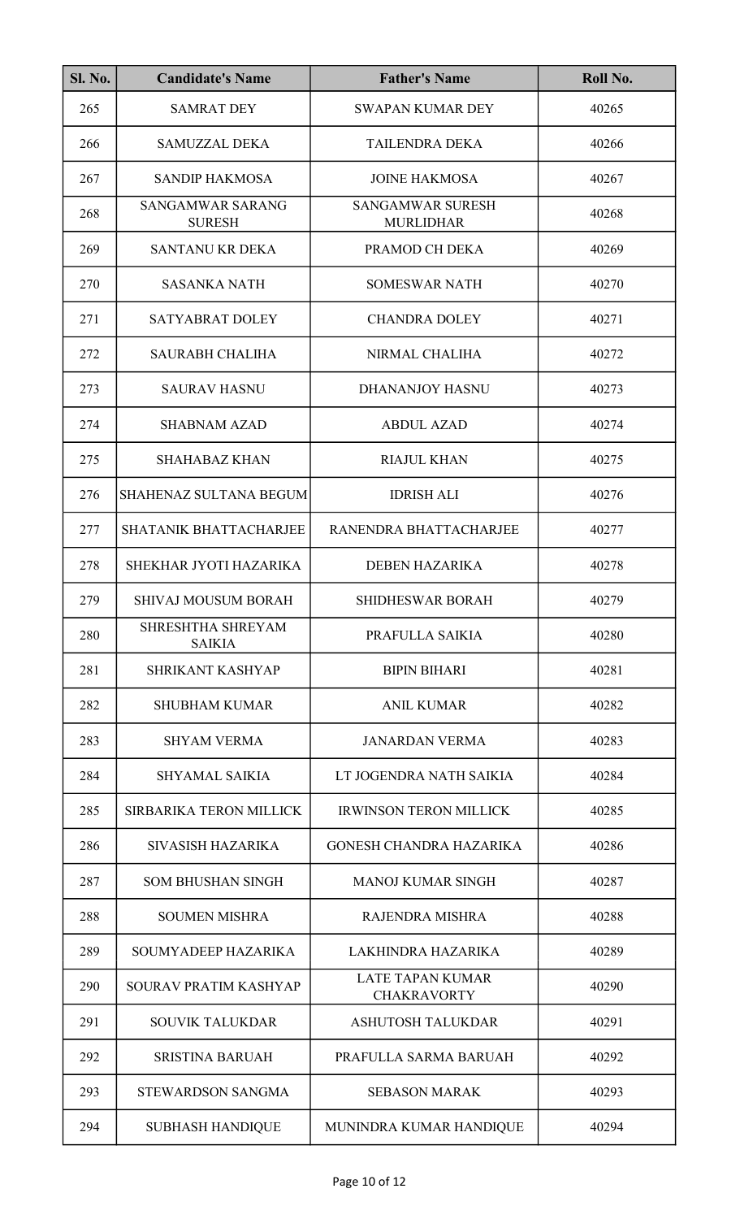| Sl. No. | Candidate's Name | Father's Name | Roll No. |
|---|---|---|---|
| 265 | SAMRAT DEY | SWAPAN KUMAR DEY | 40265 |
| 266 | SAMUZZAL DEKA | TAILENDRA DEKA | 40266 |
| 267 | SANDIP HAKMOSA | JOINE HAKMOSA | 40267 |
| 268 | SANGAMWAR SARANG SURESH | SANGAMWAR SURESH MURLIDHAR | 40268 |
| 269 | SANTANU KR DEKA | PRAMOD CH DEKA | 40269 |
| 270 | SASANKA NATH | SOMESWAR NATH | 40270 |
| 271 | SATYABRAT DOLEY | CHANDRA DOLEY | 40271 |
| 272 | SAURABH CHALIHA | NIRMAL CHALIHA | 40272 |
| 273 | SAURAV HASNU | DHANANJOY HASNU | 40273 |
| 274 | SHABNAM AZAD | ABDUL AZAD | 40274 |
| 275 | SHAHABAZ KHAN | RIAJUL KHAN | 40275 |
| 276 | SHAHENAZ SULTANA BEGUM | IDRISH ALI | 40276 |
| 277 | SHATANIK BHATTACHARJEE | RANENDRA BHATTACHARJEE | 40277 |
| 278 | SHEKHAR JYOTI HAZARIKA | DEBEN HAZARIKA | 40278 |
| 279 | SHIVAJ MOUSUM BORAH | SHIDHESWAR BORAH | 40279 |
| 280 | SHRESHTHA SHREYAM SAIKIA | PRAFULLA SAIKIA | 40280 |
| 281 | SHRIKANT KASHYAP | BIPIN BIHARI | 40281 |
| 282 | SHUBHAM KUMAR | ANIL KUMAR | 40282 |
| 283 | SHYAM VERMA | JANARDAN VERMA | 40283 |
| 284 | SHYAMAL SAIKIA | LT JOGENDRA NATH SAIKIA | 40284 |
| 285 | SIRBARIKA TERON MILLICK | IRWINSON TERON MILLICK | 40285 |
| 286 | SIVASISH HAZARIKA | GONESH CHANDRA HAZARIKA | 40286 |
| 287 | SOM BHUSHAN SINGH | MANOJ KUMAR SINGH | 40287 |
| 288 | SOUMEN MISHRA | RAJENDRA MISHRA | 40288 |
| 289 | SOUMYADEEP HAZARIKA | LAKHINDRA HAZARIKA | 40289 |
| 290 | SOURAV PRATIM KASHYAP | LATE TAPAN KUMAR CHAKRAVORTY | 40290 |
| 291 | SOUVIK TALUKDAR | ASHUTOSH TALUKDAR | 40291 |
| 292 | SRISTINA BARUAH | PRAFULLA SARMA BARUAH | 40292 |
| 293 | STEWARDSON SANGMA | SEBASON MARAK | 40293 |
| 294 | SUBHASH HANDIQUE | MUNINDRA KUMAR HANDIQUE | 40294 |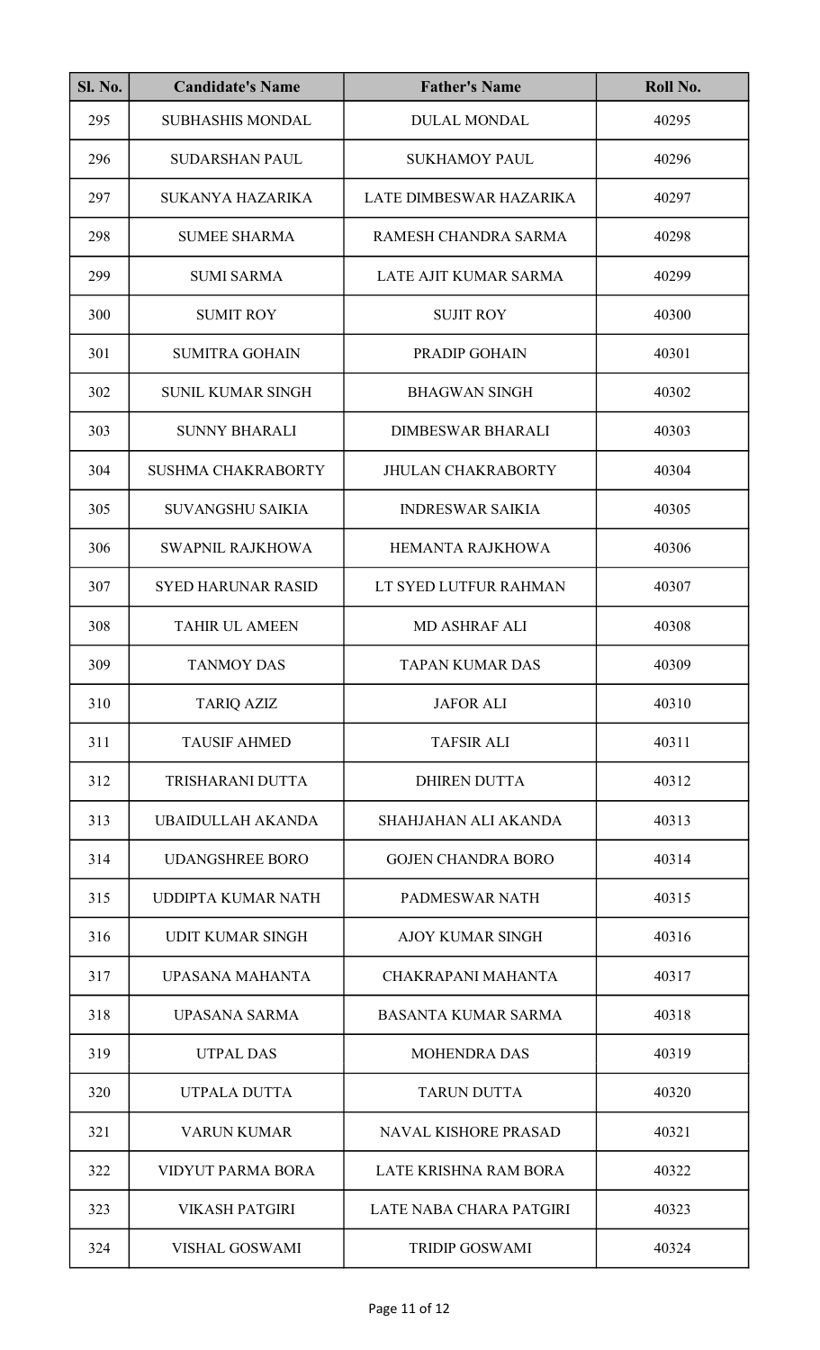| Sl. No. | Candidate's Name | Father's Name | Roll No. |
|---|---|---|---|
| 295 | SUBHASHIS MONDAL | DULAL MONDAL | 40295 |
| 296 | SUDARSHAN PAUL | SUKHAMOY PAUL | 40296 |
| 297 | SUKANYA HAZARIKA | LATE DIMBESWAR HAZARIKA | 40297 |
| 298 | SUMEE SHARMA | RAMESH CHANDRA SARMA | 40298 |
| 299 | SUMI SARMA | LATE AJIT KUMAR SARMA | 40299 |
| 300 | SUMIT ROY | SUJIT ROY | 40300 |
| 301 | SUMITRA GOHAIN | PRADIP GOHAIN | 40301 |
| 302 | SUNIL KUMAR SINGH | BHAGWAN SINGH | 40302 |
| 303 | SUNNY BHARALI | DIMBESWAR BHARALI | 40303 |
| 304 | SUSHMA CHAKRABORTY | JHULAN CHAKRABORTY | 40304 |
| 305 | SUVANGSHU SAIKIA | INDRESWAR SAIKIA | 40305 |
| 306 | SWAPNIL RAJKHOWA | HEMANTA RAJKHOWA | 40306 |
| 307 | SYED HARUNAR RASID | LT SYED LUTFUR RAHMAN | 40307 |
| 308 | TAHIR UL AMEEN | MD ASHRAF ALI | 40308 |
| 309 | TANMOY DAS | TAPAN KUMAR DAS | 40309 |
| 310 | TARIQ AZIZ | JAFOR ALI | 40310 |
| 311 | TAUSIF AHMED | TAFSIR ALI | 40311 |
| 312 | TRISHARANI DUTTA | DHIREN DUTTA | 40312 |
| 313 | UBAIDULLAH AKANDA | SHAHJAHAN ALI AKANDA | 40313 |
| 314 | UDANGSHREE BORO | GOJEN CHANDRA BORO | 40314 |
| 315 | UDDIPTA KUMAR NATH | PADMESWAR NATH | 40315 |
| 316 | UDIT KUMAR SINGH | AJOY KUMAR SINGH | 40316 |
| 317 | UPASANA MAHANTA | CHAKRAPANI MAHANTA | 40317 |
| 318 | UPASANA SARMA | BASANTA KUMAR SARMA | 40318 |
| 319 | UTPAL DAS | MOHENDRA DAS | 40319 |
| 320 | UTPALA DUTTA | TARUN DUTTA | 40320 |
| 321 | VARUN KUMAR | NAVAL KISHORE PRASAD | 40321 |
| 322 | VIDYUT PARMA BORA | LATE KRISHNA RAM BORA | 40322 |
| 323 | VIKASH PATGIRI | LATE NABA CHARA PATGIRI | 40323 |
| 324 | VISHAL GOSWAMI | TRIDIP GOSWAMI | 40324 |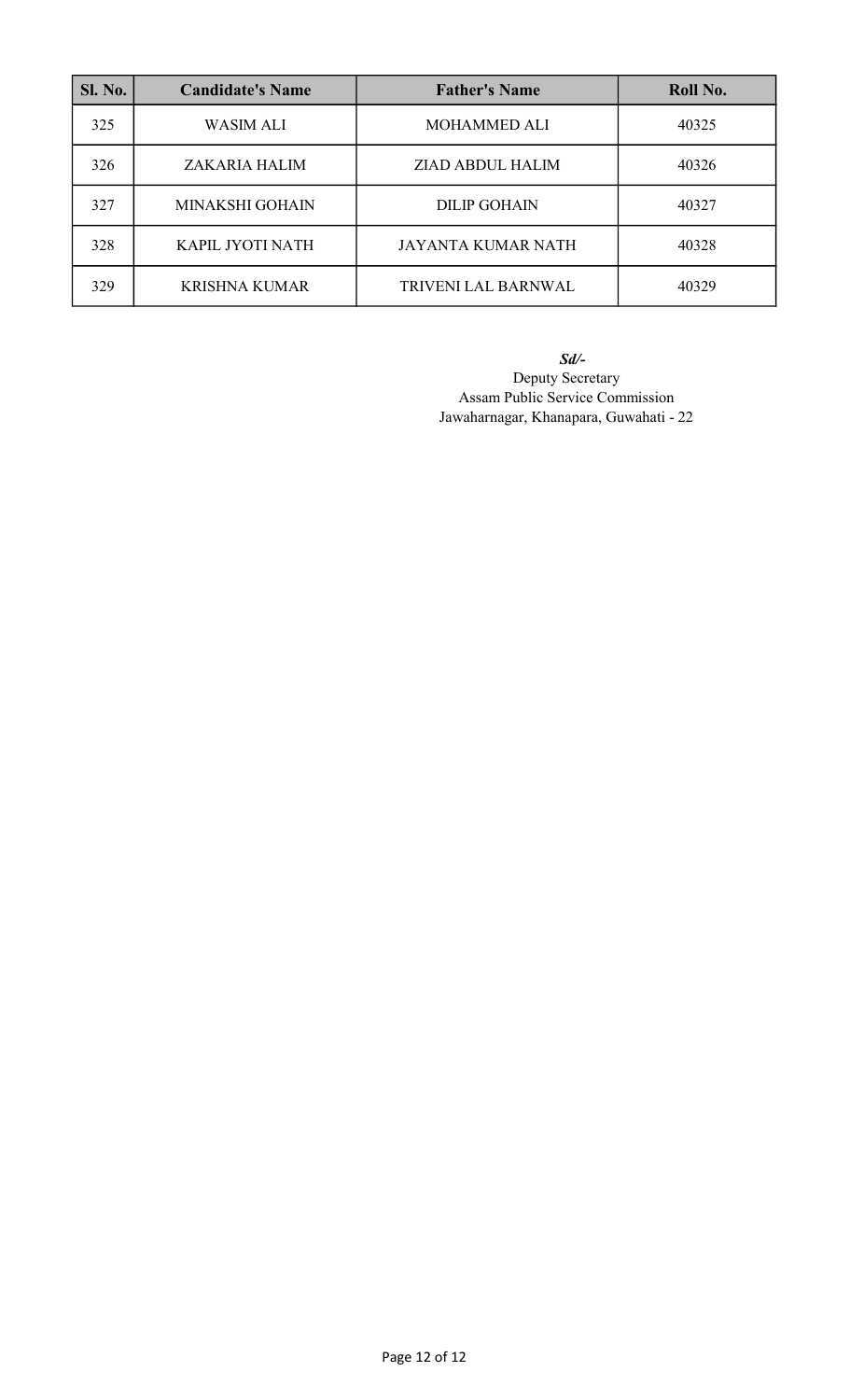| Sl. No. | Candidate's Name | Father's Name | Roll No. |
|---|---|---|---|
| 325 | WASIM ALI | MOHAMMED ALI | 40325 |
| 326 | ZAKARIA HALIM | ZIAD ABDUL HALIM | 40326 |
| 327 | MINAKSHI GOHAIN | DILIP GOHAIN | 40327 |
| 328 | KAPIL JYOTI NATH | JAYANTA KUMAR NATH | 40328 |
| 329 | KRISHNA KUMAR | TRIVENI LAL BARNWAL | 40329 |

***Sd/-***
Deputy Secretary
Assam Public Service Commission
Jawaharnagar, Khanapara, Guwahati - 22